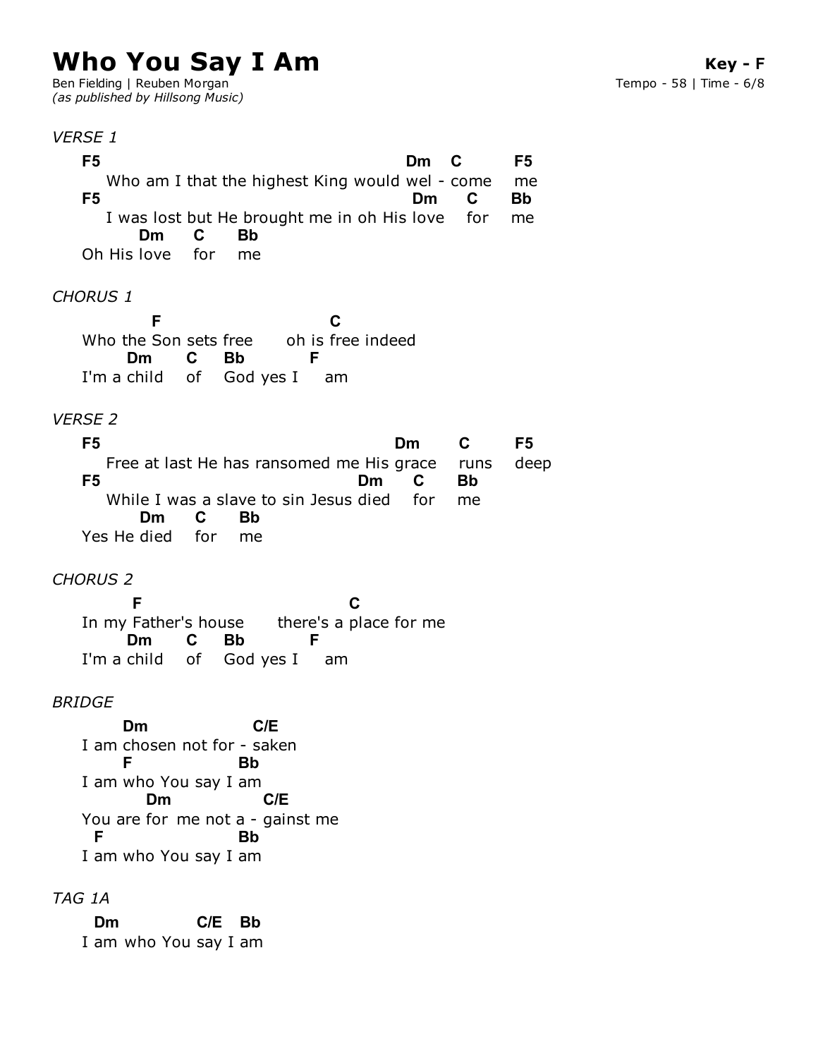# Who You Say I Am

**Key - F**

Ben Fielding | Reuben Morgan
*(as published by Hillsong Music)*

Tempo - 58 | Time - 6/8

*VERSE 1*

```
F5                                          Dm    C       F5
   Who am I that the highest King would wel - come    me
F5                                           Dm     C      Bb
   I was lost but He brought me in oh His love    for    me
      Dm      C      Bb
Oh His love    for    me
```

*CHORUS 1*

```
         F                          C
Who the Son sets free      oh is free indeed
      Dm      C     Bb           F
I'm a child    of    God yes I     am
```

*VERSE 2*

```
F5                                        Dm       C        F5
   Free at last He has ransomed me His grace    runs     deep
F5                                    Dm      C       Bb
   While I was a slave to sin Jesus died    for    me
        Dm       C      Bb
Yes He died    for    me
```

*CHORUS 2*

```
       F                              C
In my Father's house      there's a place for me
      Dm      C     Bb           F
I'm a child    of    God yes I     am
```

*BRIDGE*

```
      Dm                  C/E
I am chosen not for - saken
     F                  Bb
I am who You say I am
         Dm                  C/E
You are for  me not a - gainst me
  F                     Bb
I am who You say I am
```

*TAG 1A*

```
  Dm             C/E   Bb
I am who You say I am
```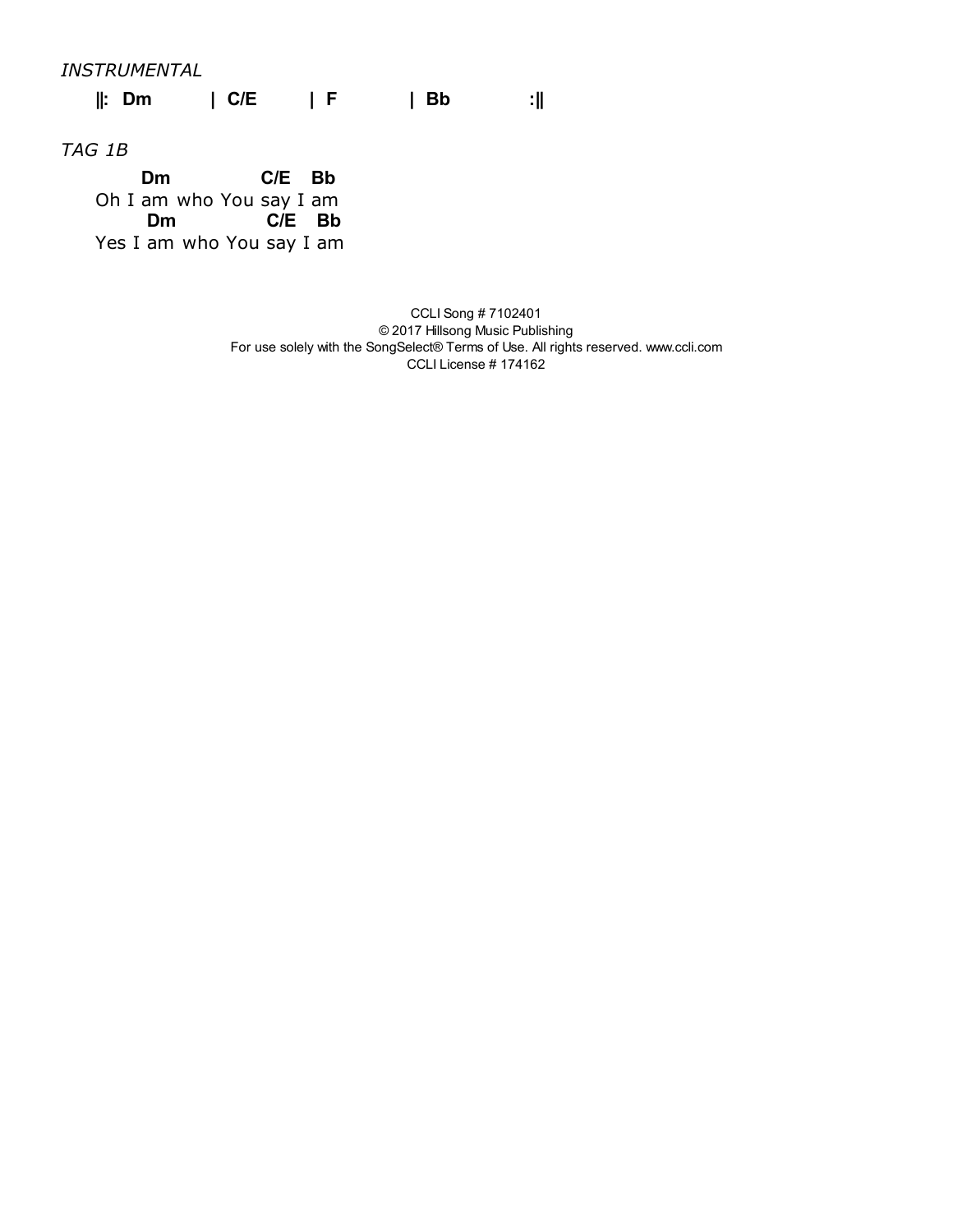*INSTRUMENTAL*

```
||: Dm        | C/E       | F          | Bb          :||
```

*TAG 1B*

```
       Dm              C/E   Bb
Oh I am who You say I am
        Dm              C/E   Bb
Yes I am who You say I am
```

CCLI Song # 7102401
© 2017 Hillsong Music Publishing
For use solely with the SongSelect® Terms of Use. All rights reserved. www.ccli.com
CCLI License # 174162